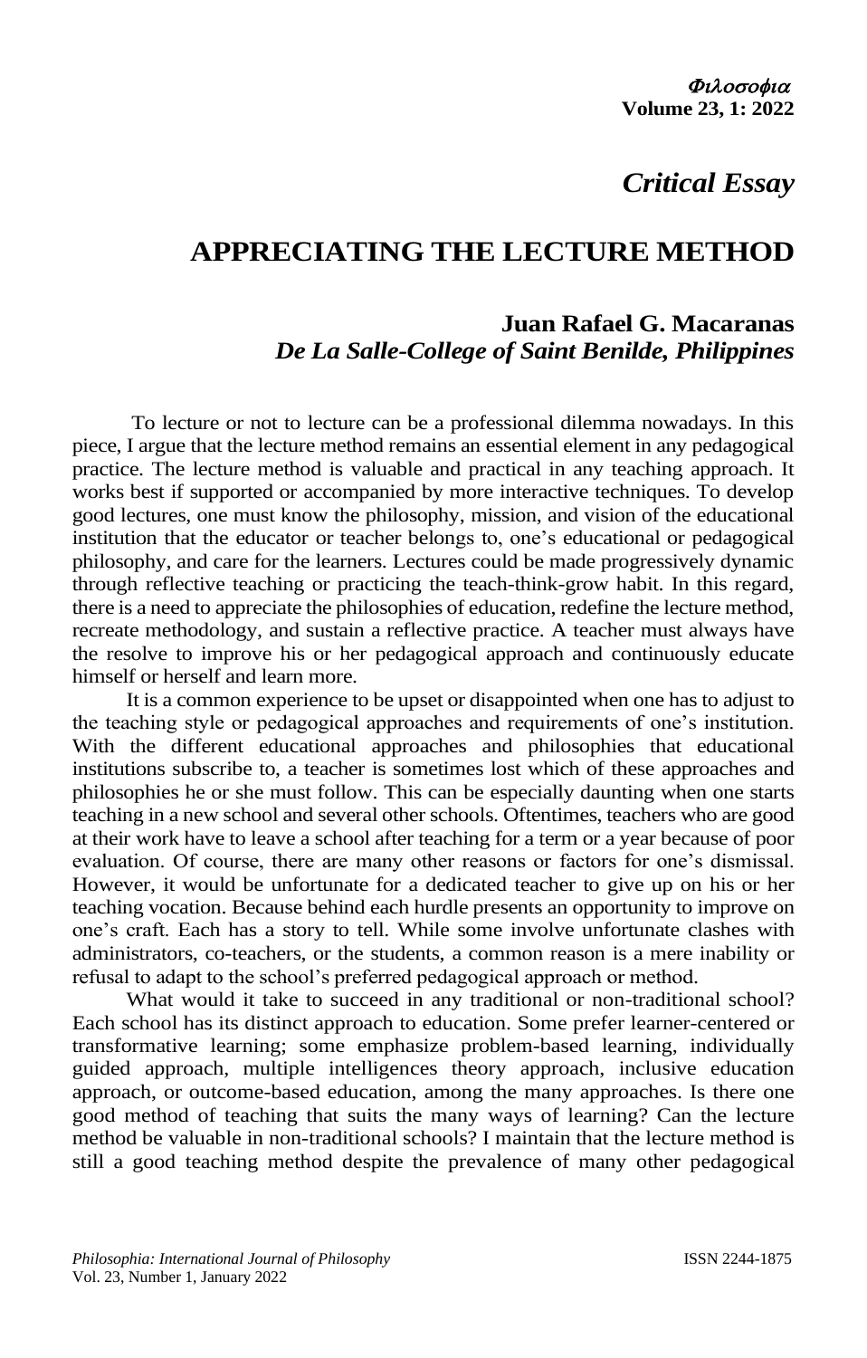*Critical Essay*

# APPRECIATING THE LECTURE METHOD

**Juan Rafael G. Macaranas**
***De La Salle-College of Saint Benilde, Philippines***

To lecture or not to lecture can be a professional dilemma nowadays. In this piece, I argue that the lecture method remains an essential element in any pedagogical practice. The lecture method is valuable and practical in any teaching approach. It works best if supported or accompanied by more interactive techniques. To develop good lectures, one must know the philosophy, mission, and vision of the educational institution that the educator or teacher belongs to, one's educational or pedagogical philosophy, and care for the learners. Lectures could be made progressively dynamic through reflective teaching or practicing the teach-think-grow habit. In this regard, there is a need to appreciate the philosophies of education, redefine the lecture method, recreate methodology, and sustain a reflective practice. A teacher must always have the resolve to improve his or her pedagogical approach and continuously educate himself or herself and learn more.

It is a common experience to be upset or disappointed when one has to adjust to the teaching style or pedagogical approaches and requirements of one's institution. With the different educational approaches and philosophies that educational institutions subscribe to, a teacher is sometimes lost which of these approaches and philosophies he or she must follow. This can be especially daunting when one starts teaching in a new school and several other schools. Oftentimes, teachers who are good at their work have to leave a school after teaching for a term or a year because of poor evaluation. Of course, there are many other reasons or factors for one's dismissal. However, it would be unfortunate for a dedicated teacher to give up on his or her teaching vocation. Because behind each hurdle presents an opportunity to improve on one's craft. Each has a story to tell. While some involve unfortunate clashes with administrators, co-teachers, or the students, a common reason is a mere inability or refusal to adapt to the school's preferred pedagogical approach or method.

What would it take to succeed in any traditional or non-traditional school? Each school has its distinct approach to education. Some prefer learner-centered or transformative learning; some emphasize problem-based learning, individually guided approach, multiple intelligences theory approach, inclusive education approach, or outcome-based education, among the many approaches. Is there one good method of teaching that suits the many ways of learning? Can the lecture method be valuable in non-traditional schools? I maintain that the lecture method is still a good teaching method despite the prevalence of many other pedagogical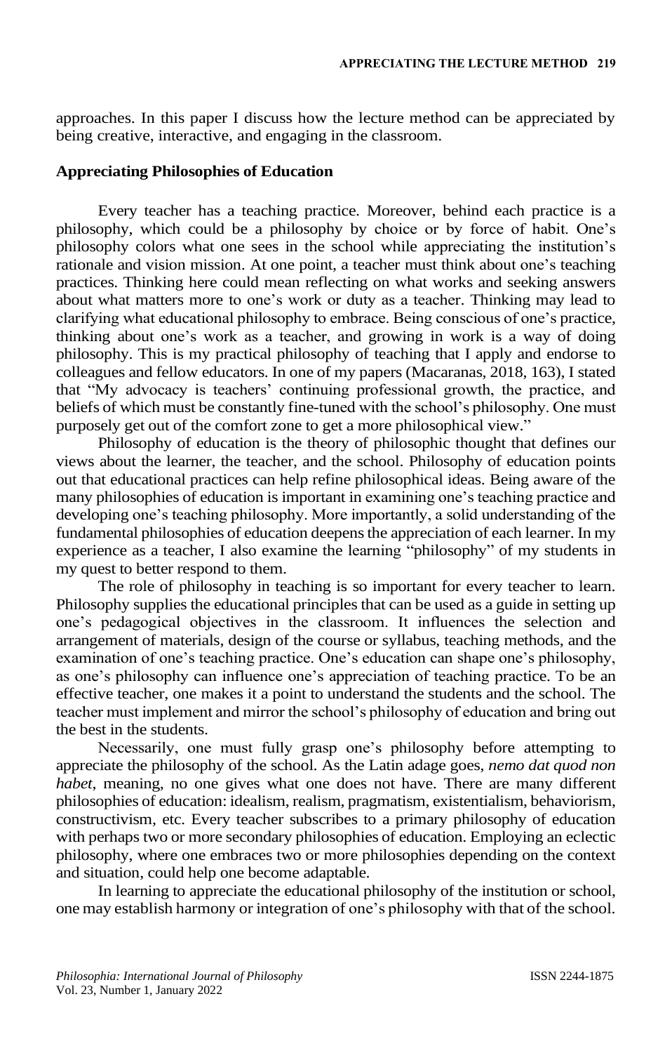approaches. In this paper I discuss how the lecture method can be appreciated by being creative, interactive, and engaging in the classroom.

## Appreciating Philosophies of Education

Every teacher has a teaching practice. Moreover, behind each practice is a philosophy, which could be a philosophy by choice or by force of habit. One's philosophy colors what one sees in the school while appreciating the institution's rationale and vision mission. At one point, a teacher must think about one's teaching practices. Thinking here could mean reflecting on what works and seeking answers about what matters more to one's work or duty as a teacher. Thinking may lead to clarifying what educational philosophy to embrace. Being conscious of one's practice, thinking about one's work as a teacher, and growing in work is a way of doing philosophy. This is my practical philosophy of teaching that I apply and endorse to colleagues and fellow educators. In one of my papers (Macaranas, 2018, 163), I stated that "My advocacy is teachers' continuing professional growth, the practice, and beliefs of which must be constantly fine-tuned with the school's philosophy. One must purposely get out of the comfort zone to get a more philosophical view."

Philosophy of education is the theory of philosophic thought that defines our views about the learner, the teacher, and the school. Philosophy of education points out that educational practices can help refine philosophical ideas. Being aware of the many philosophies of education is important in examining one's teaching practice and developing one's teaching philosophy. More importantly, a solid understanding of the fundamental philosophies of education deepens the appreciation of each learner. In my experience as a teacher, I also examine the learning "philosophy" of my students in my quest to better respond to them.

The role of philosophy in teaching is so important for every teacher to learn. Philosophy supplies the educational principles that can be used as a guide in setting up one's pedagogical objectives in the classroom. It influences the selection and arrangement of materials, design of the course or syllabus, teaching methods, and the examination of one's teaching practice. One's education can shape one's philosophy, as one's philosophy can influence one's appreciation of teaching practice. To be an effective teacher, one makes it a point to understand the students and the school. The teacher must implement and mirror the school's philosophy of education and bring out the best in the students.

Necessarily, one must fully grasp one's philosophy before attempting to appreciate the philosophy of the school. As the Latin adage goes, *nemo dat quod non habet*, meaning, no one gives what one does not have. There are many different philosophies of education: idealism, realism, pragmatism, existentialism, behaviorism, constructivism, etc. Every teacher subscribes to a primary philosophy of education with perhaps two or more secondary philosophies of education. Employing an eclectic philosophy, where one embraces two or more philosophies depending on the context and situation, could help one become adaptable.

In learning to appreciate the educational philosophy of the institution or school, one may establish harmony or integration of one's philosophy with that of the school.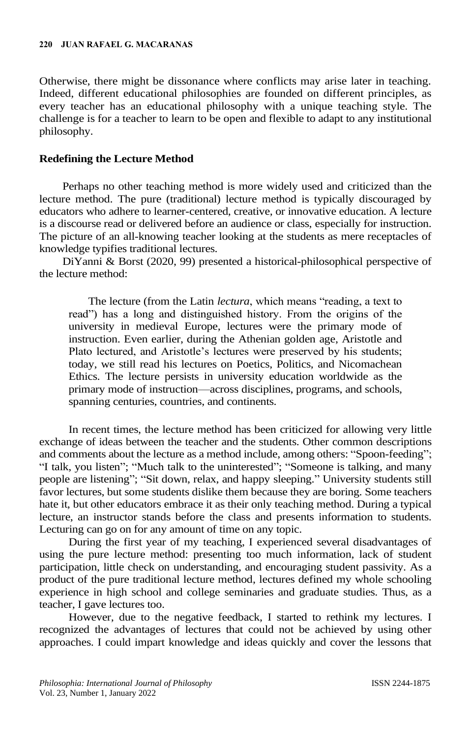Otherwise, there might be dissonance where conflicts may arise later in teaching. Indeed, different educational philosophies are founded on different principles, as every teacher has an educational philosophy with a unique teaching style. The challenge is for a teacher to learn to be open and flexible to adapt to any institutional philosophy.

## Redefining the Lecture Method

Perhaps no other teaching method is more widely used and criticized than the lecture method. The pure (traditional) lecture method is typically discouraged by educators who adhere to learner-centered, creative, or innovative education. A lecture is a discourse read or delivered before an audience or class, especially for instruction. The picture of an all-knowing teacher looking at the students as mere receptacles of knowledge typifies traditional lectures.

DiYanni & Borst (2020, 99) presented a historical-philosophical perspective of the lecture method:

> The lecture (from the Latin *lectura*, which means "reading, a text to read") has a long and distinguished history. From the origins of the university in medieval Europe, lectures were the primary mode of instruction. Even earlier, during the Athenian golden age, Aristotle and Plato lectured, and Aristotle's lectures were preserved by his students; today, we still read his lectures on Poetics, Politics, and Nicomachean Ethics. The lecture persists in university education worldwide as the primary mode of instruction—across disciplines, programs, and schools, spanning centuries, countries, and continents.

In recent times, the lecture method has been criticized for allowing very little exchange of ideas between the teacher and the students. Other common descriptions and comments about the lecture as a method include, among others: "Spoon-feeding"; "I talk, you listen"; "Much talk to the uninterested"; "Someone is talking, and many people are listening"; "Sit down, relax, and happy sleeping." University students still favor lectures, but some students dislike them because they are boring. Some teachers hate it, but other educators embrace it as their only teaching method. During a typical lecture, an instructor stands before the class and presents information to students. Lecturing can go on for any amount of time on any topic.

During the first year of my teaching, I experienced several disadvantages of using the pure lecture method: presenting too much information, lack of student participation, little check on understanding, and encouraging student passivity. As a product of the pure traditional lecture method, lectures defined my whole schooling experience in high school and college seminaries and graduate studies. Thus, as a teacher, I gave lectures too.

However, due to the negative feedback, I started to rethink my lectures. I recognized the advantages of lectures that could not be achieved by using other approaches. I could impart knowledge and ideas quickly and cover the lessons that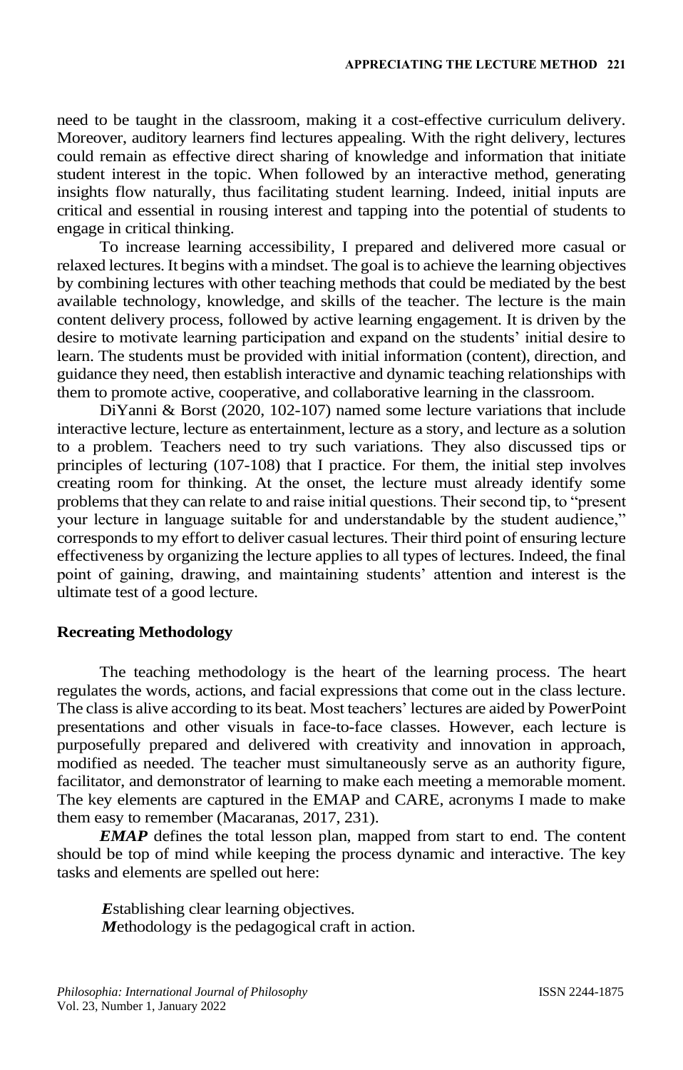need to be taught in the classroom, making it a cost-effective curriculum delivery. Moreover, auditory learners find lectures appealing. With the right delivery, lectures could remain as effective direct sharing of knowledge and information that initiate student interest in the topic. When followed by an interactive method, generating insights flow naturally, thus facilitating student learning. Indeed, initial inputs are critical and essential in rousing interest and tapping into the potential of students to engage in critical thinking.

To increase learning accessibility, I prepared and delivered more casual or relaxed lectures. It begins with a mindset. The goal is to achieve the learning objectives by combining lectures with other teaching methods that could be mediated by the best available technology, knowledge, and skills of the teacher. The lecture is the main content delivery process, followed by active learning engagement. It is driven by the desire to motivate learning participation and expand on the students' initial desire to learn. The students must be provided with initial information (content), direction, and guidance they need, then establish interactive and dynamic teaching relationships with them to promote active, cooperative, and collaborative learning in the classroom.

DiYanni & Borst (2020, 102-107) named some lecture variations that include interactive lecture, lecture as entertainment, lecture as a story, and lecture as a solution to a problem. Teachers need to try such variations. They also discussed tips or principles of lecturing (107-108) that I practice. For them, the initial step involves creating room for thinking. At the onset, the lecture must already identify some problems that they can relate to and raise initial questions. Their second tip, to "present your lecture in language suitable for and understandable by the student audience," corresponds to my effort to deliver casual lectures. Their third point of ensuring lecture effectiveness by organizing the lecture applies to all types of lectures. Indeed, the final point of gaining, drawing, and maintaining students' attention and interest is the ultimate test of a good lecture.

## Recreating Methodology

The teaching methodology is the heart of the learning process. The heart regulates the words, actions, and facial expressions that come out in the class lecture. The class is alive according to its beat. Most teachers' lectures are aided by PowerPoint presentations and other visuals in face-to-face classes. However, each lecture is purposefully prepared and delivered with creativity and innovation in approach, modified as needed. The teacher must simultaneously serve as an authority figure, facilitator, and demonstrator of learning to make each meeting a memorable moment. The key elements are captured in the EMAP and CARE, acronyms I made to make them easy to remember (Macaranas, 2017, 231).

***EMAP*** defines the total lesson plan, mapped from start to end. The content should be top of mind while keeping the process dynamic and interactive. The key tasks and elements are spelled out here:

***E***stablishing clear learning objectives.
***M***ethodology is the pedagogical craft in action.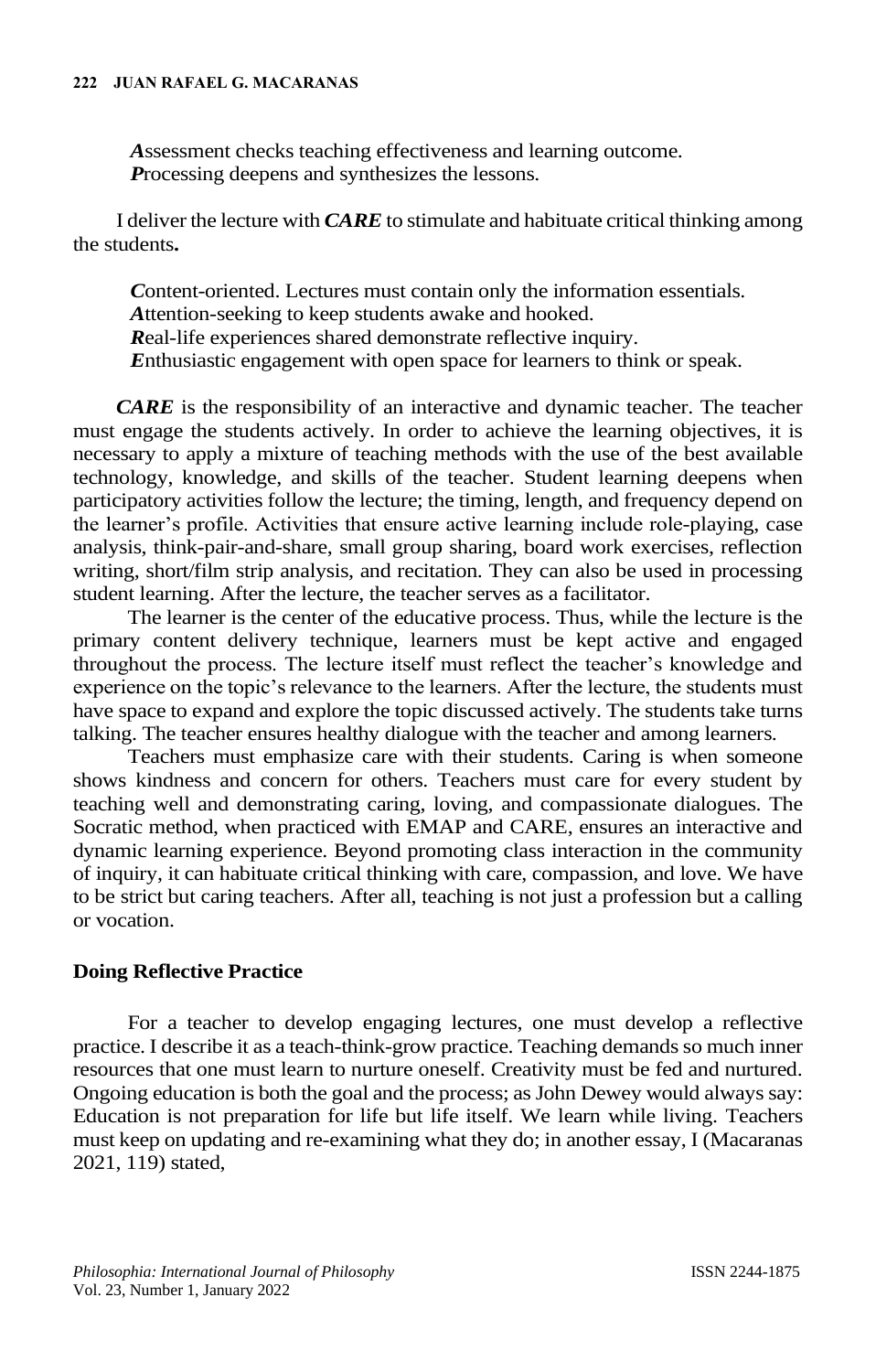***A**ssessment checks teaching effectiveness and learning outcome.*
***P**rocessing deepens and synthesizes the lessons.*

I deliver the lecture with ***CARE*** to stimulate and habituate critical thinking among the students**.**

***C**ontent-oriented. Lectures must contain only the information essentials.*
***A**ttention-seeking to keep students awake and hooked.*
***R**eal-life experiences shared demonstrate reflective inquiry.*
***E**nthusiastic engagement with open space for learners to think or speak.*

***CARE*** is the responsibility of an interactive and dynamic teacher. The teacher must engage the students actively. In order to achieve the learning objectives, it is necessary to apply a mixture of teaching methods with the use of the best available technology, knowledge, and skills of the teacher. Student learning deepens when participatory activities follow the lecture; the timing, length, and frequency depend on the learner's profile. Activities that ensure active learning include role-playing, case analysis, think-pair-and-share, small group sharing, board work exercises, reflection writing, short/film strip analysis, and recitation. They can also be used in processing student learning. After the lecture, the teacher serves as a facilitator.

The learner is the center of the educative process. Thus, while the lecture is the primary content delivery technique, learners must be kept active and engaged throughout the process. The lecture itself must reflect the teacher's knowledge and experience on the topic's relevance to the learners. After the lecture, the students must have space to expand and explore the topic discussed actively. The students take turns talking. The teacher ensures healthy dialogue with the teacher and among learners.

Teachers must emphasize care with their students. Caring is when someone shows kindness and concern for others. Teachers must care for every student by teaching well and demonstrating caring, loving, and compassionate dialogues. The Socratic method, when practiced with EMAP and CARE, ensures an interactive and dynamic learning experience. Beyond promoting class interaction in the community of inquiry, it can habituate critical thinking with care, compassion, and love. We have to be strict but caring teachers. After all, teaching is not just a profession but a calling or vocation.

## Doing Reflective Practice

For a teacher to develop engaging lectures, one must develop a reflective practice. I describe it as a teach-think-grow practice. Teaching demands so much inner resources that one must learn to nurture oneself. Creativity must be fed and nurtured. Ongoing education is both the goal and the process; as John Dewey would always say: Education is not preparation for life but life itself. We learn while living. Teachers must keep on updating and re-examining what they do; in another essay, I (Macaranas 2021, 119) stated,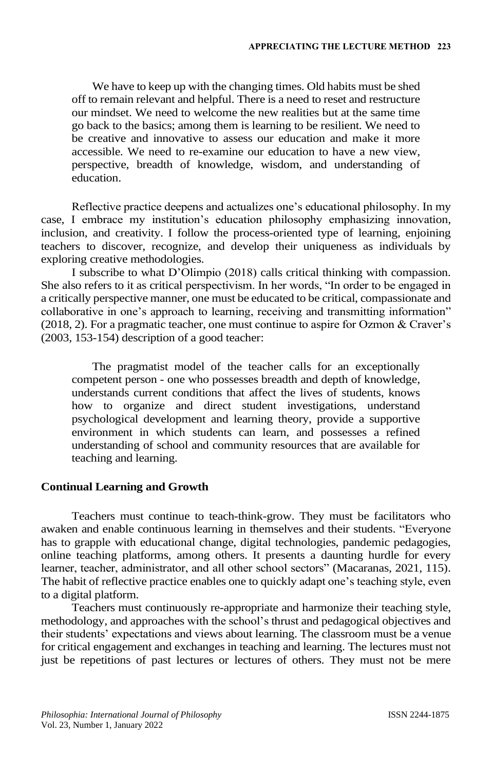> We have to keep up with the changing times. Old habits must be shed off to remain relevant and helpful. There is a need to reset and restructure our mindset. We need to welcome the new realities but at the same time go back to the basics; among them is learning to be resilient. We need to be creative and innovative to assess our education and make it more accessible. We need to re-examine our education to have a new view, perspective, breadth of knowledge, wisdom, and understanding of education.

Reflective practice deepens and actualizes one's educational philosophy. In my case, I embrace my institution's education philosophy emphasizing innovation, inclusion, and creativity. I follow the process-oriented type of learning, enjoining teachers to discover, recognize, and develop their uniqueness as individuals by exploring creative methodologies.

I subscribe to what D'Olimpio (2018) calls critical thinking with compassion. She also refers to it as critical perspectivism. In her words, "In order to be engaged in a critically perspective manner, one must be educated to be critical, compassionate and collaborative in one's approach to learning, receiving and transmitting information" (2018, 2). For a pragmatic teacher, one must continue to aspire for Ozmon & Craver's (2003, 153-154) description of a good teacher:

> The pragmatist model of the teacher calls for an exceptionally competent person - one who possesses breadth and depth of knowledge, understands current conditions that affect the lives of students, knows how to organize and direct student investigations, understand psychological development and learning theory, provide a supportive environment in which students can learn, and possesses a refined understanding of school and community resources that are available for teaching and learning.

## Continual Learning and Growth

Teachers must continue to teach-think-grow. They must be facilitators who awaken and enable continuous learning in themselves and their students. "Everyone has to grapple with educational change, digital technologies, pandemic pedagogies, online teaching platforms, among others. It presents a daunting hurdle for every learner, teacher, administrator, and all other school sectors" (Macaranas, 2021, 115). The habit of reflective practice enables one to quickly adapt one's teaching style, even to a digital platform.

Teachers must continuously re-appropriate and harmonize their teaching style, methodology, and approaches with the school's thrust and pedagogical objectives and their students' expectations and views about learning. The classroom must be a venue for critical engagement and exchanges in teaching and learning. The lectures must not just be repetitions of past lectures or lectures of others. They must not be mere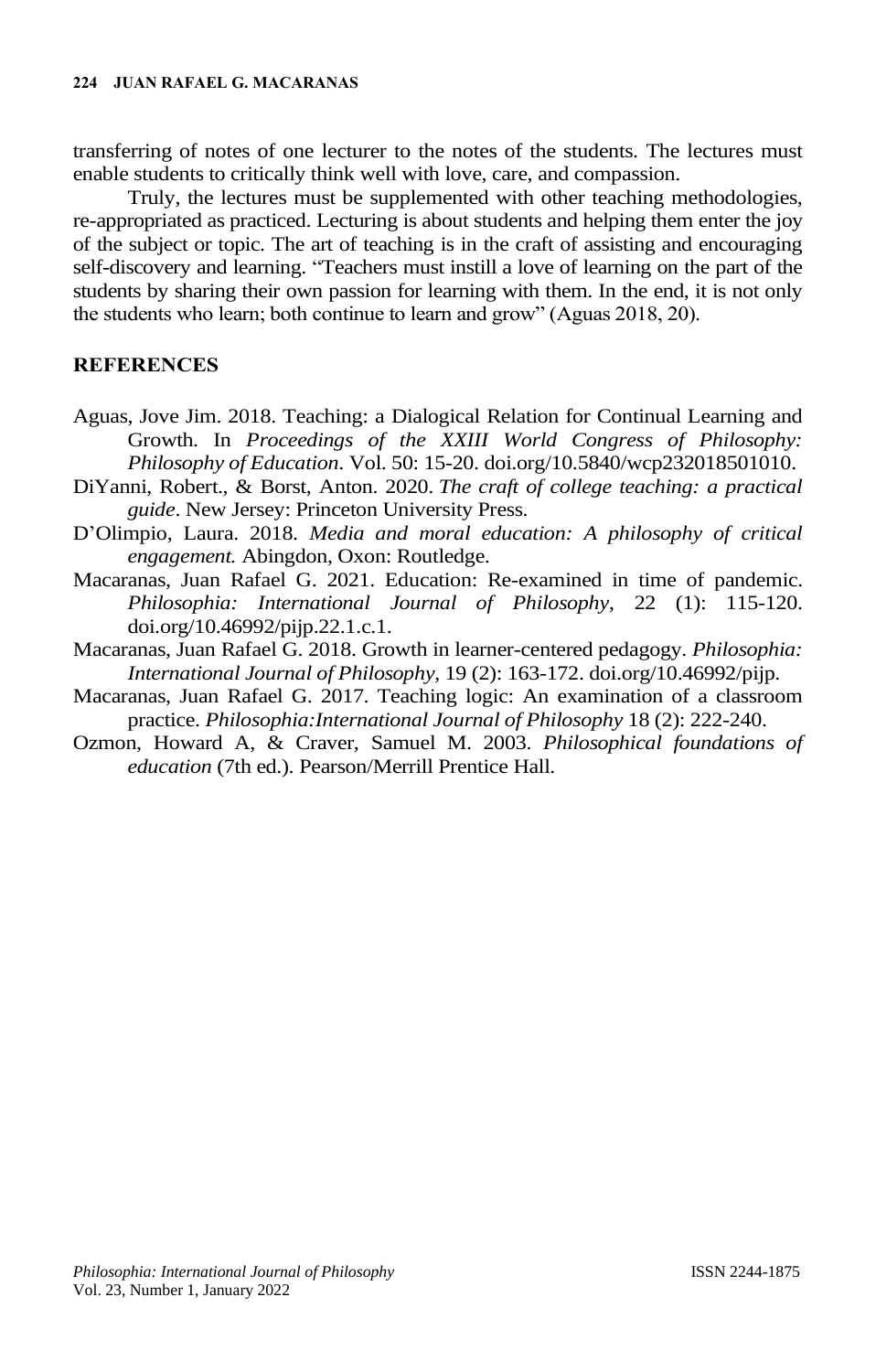transferring of notes of one lecturer to the notes of the students. The lectures must enable students to critically think well with love, care, and compassion.

Truly, the lectures must be supplemented with other teaching methodologies, re-appropriated as practiced. Lecturing is about students and helping them enter the joy of the subject or topic. The art of teaching is in the craft of assisting and encouraging self-discovery and learning. "Teachers must instill a love of learning on the part of the students by sharing their own passion for learning with them. In the end, it is not only the students who learn; both continue to learn and grow" (Aguas 2018, 20).

## REFERENCES

Aguas, Jove Jim. 2018. Teaching: a Dialogical Relation for Continual Learning and Growth. In *Proceedings of the XXIII World Congress of Philosophy: Philosophy of Education*. Vol. 50: 15-20. doi.org/10.5840/wcp232018501010.

DiYanni, Robert., & Borst, Anton. 2020. *The craft of college teaching: a practical guide*. New Jersey: Princeton University Press.

D'Olimpio, Laura. 2018. *Media and moral education: A philosophy of critical engagement.* Abingdon, Oxon: Routledge.

Macaranas, Juan Rafael G. 2021. Education: Re-examined in time of pandemic. *Philosophia: International Journal of Philosophy*, 22 (1): 115-120. doi.org/10.46992/pijp.22.1.c.1.

Macaranas, Juan Rafael G. 2018. Growth in learner-centered pedagogy. *Philosophia: International Journal of Philosophy,* 19 (2): 163-172. doi.org/10.46992/pijp.

Macaranas, Juan Rafael G. 2017. Teaching logic: An examination of a classroom practice. *Philosophia:International Journal of Philosophy* 18 (2): 222-240.

Ozmon, Howard A, & Craver, Samuel M. 2003. *Philosophical foundations of education* (7th ed.). Pearson/Merrill Prentice Hall.